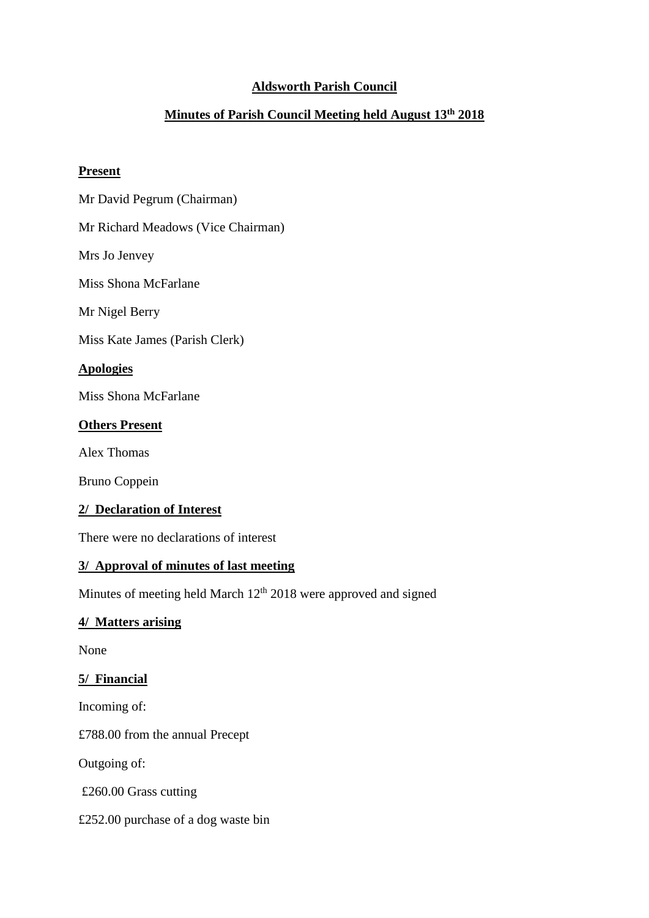# Aldsworth Parish Council

## Minutes of Parish Council Meeting held August 13th 2018

**Present**

Mr David Pegrum (Chairman)

Mr Richard Meadows (Vice Chairman)

Mrs Jo Jenvey

Miss Shona McFarlane

Mr Nigel Berry

Miss Kate James (Parish Clerk)

**Apologies**

Miss Shona McFarlane

**Others Present**

Alex Thomas

Bruno Coppein

**2/ Declaration of Interest**

There were no declarations of interest

**3/ Approval of minutes of last meeting**

Minutes of meeting held March 12th 2018 were approved and signed

**4/ Matters arising**

None

**5/ Financial**

Incoming of:

£788.00 from the annual Precept

Outgoing of:

£260.00 Grass cutting

£252.00 purchase of a dog waste bin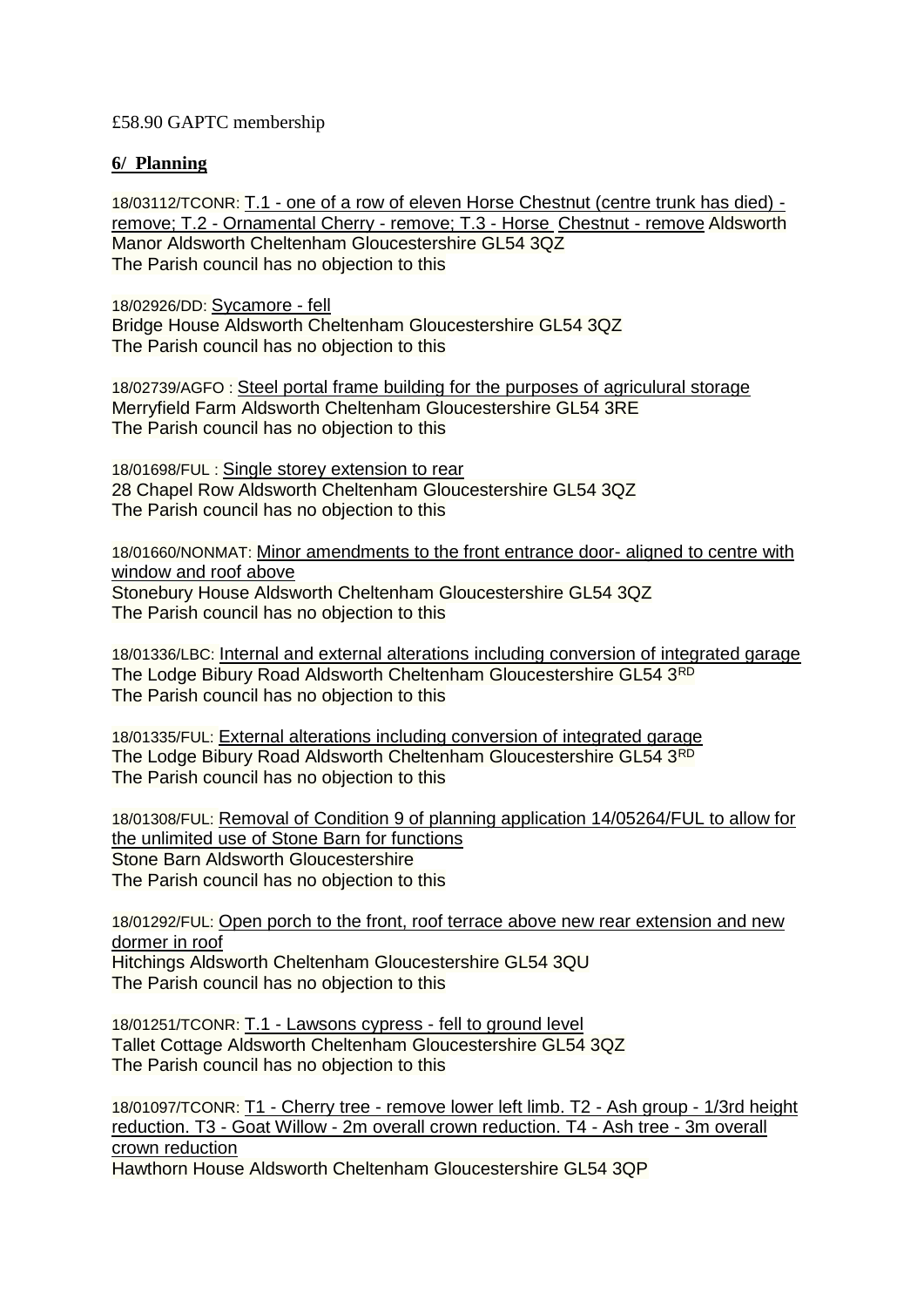£58.90 GAPTC membership

**6/ Planning**

18/03112/TCONR: T.1 - one of a row of eleven Horse Chestnut (centre trunk has died) - remove; T.2 - Ornamental Cherry - remove; T.3 - Horse Chestnut - remove Aldsworth Manor Aldsworth Cheltenham Gloucestershire GL54 3QZ
The Parish council has no objection to this

18/02926/DD: Sycamore - fell
Bridge House Aldsworth Cheltenham Gloucestershire GL54 3QZ
The Parish council has no objection to this

18/02739/AGFO : Steel portal frame building for the purposes of agriculural storage
Merryfield Farm Aldsworth Cheltenham Gloucestershire GL54 3RE
The Parish council has no objection to this

18/01698/FUL : Single storey extension to rear
28 Chapel Row Aldsworth Cheltenham Gloucestershire GL54 3QZ
The Parish council has no objection to this

18/01660/NONMAT: Minor amendments to the front entrance door- aligned to centre with window and roof above
Stonebury House Aldsworth Cheltenham Gloucestershire GL54 3QZ
The Parish council has no objection to this

18/01336/LBC: Internal and external alterations including conversion of integrated garage
The Lodge Bibury Road Aldsworth Cheltenham Gloucestershire GL54 3RD
The Parish council has no objection to this

18/01335/FUL: External alterations including conversion of integrated garage
The Lodge Bibury Road Aldsworth Cheltenham Gloucestershire GL54 3RD
The Parish council has no objection to this

18/01308/FUL: Removal of Condition 9 of planning application 14/05264/FUL to allow for the unlimited use of Stone Barn for functions
Stone Barn Aldsworth Gloucestershire
The Parish council has no objection to this

18/01292/FUL: Open porch to the front, roof terrace above new rear extension and new dormer in roof
Hitchings Aldsworth Cheltenham Gloucestershire GL54 3QU
The Parish council has no objection to this

18/01251/TCONR: T.1 - Lawsons cypress - fell to ground level
Tallet Cottage Aldsworth Cheltenham Gloucestershire GL54 3QZ
The Parish council has no objection to this

18/01097/TCONR: T1 - Cherry tree - remove lower left limb. T2 - Ash group - 1/3rd height reduction. T3 - Goat Willow - 2m overall crown reduction. T4 - Ash tree - 3m overall crown reduction
Hawthorn House Aldsworth Cheltenham Gloucestershire GL54 3QP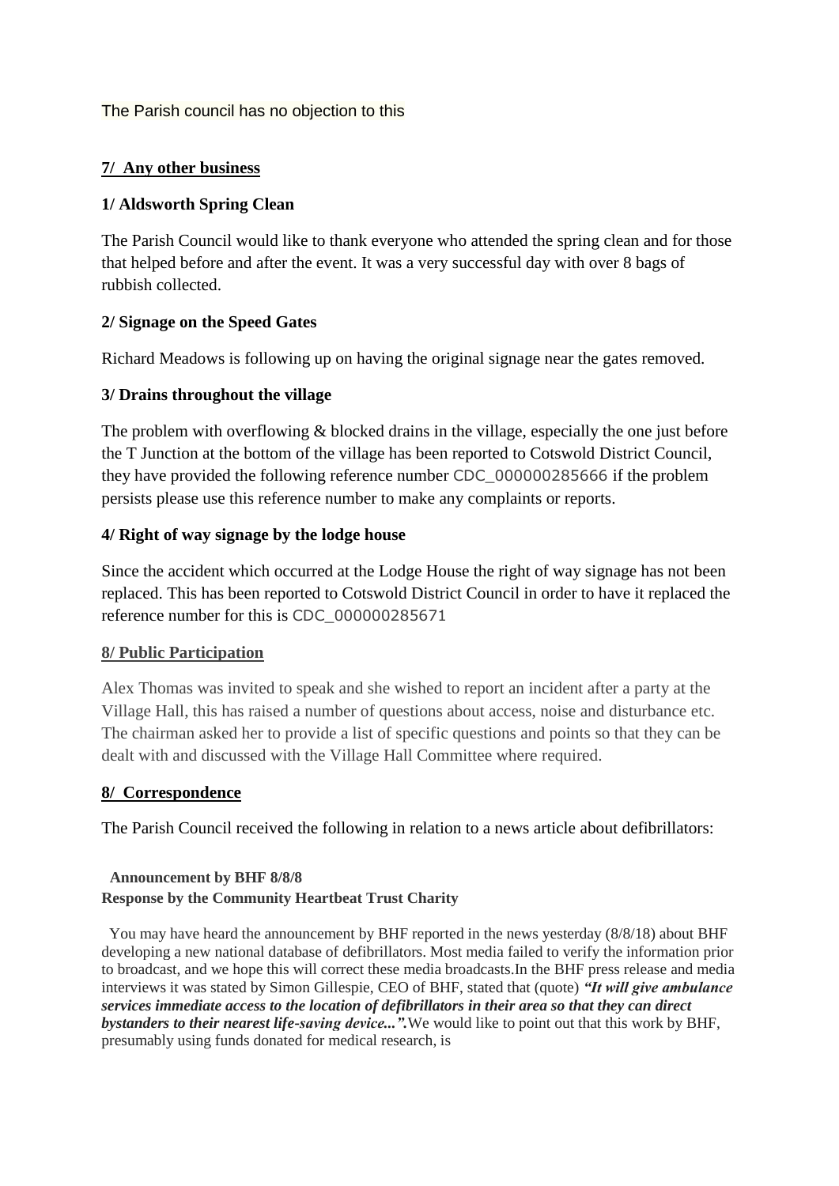The Parish council has no objection to this

**7/ Any other business**

**1/ Aldsworth Spring Clean**

The Parish Council would like to thank everyone who attended the spring clean and for those that helped before and after the event. It was a very successful day with over 8 bags of rubbish collected.

**2/ Signage on the Speed Gates**

Richard Meadows is following up on having the original signage near the gates removed.

**3/ Drains throughout the village**

The problem with overflowing & blocked drains in the village, especially the one just before the T Junction at the bottom of the village has been reported to Cotswold District Council, they have provided the following reference number CDC_000000285666 if the problem persists please use this reference number to make any complaints or reports.

**4/ Right of way signage by the lodge house**

Since the accident which occurred at the Lodge House the right of way signage has not been replaced. This has been reported to Cotswold District Council in order to have it replaced the reference number for this is CDC_000000285671

**8/ Public Participation**

Alex Thomas was invited to speak and she wished to report an incident after a party at the Village Hall, this has raised a number of questions about access, noise and disturbance etc. The chairman asked her to provide a list of specific questions and points so that they can be dealt with and discussed with the Village Hall Committee where required.

**8/ Correspondence**

The Parish Council received the following in relation to a news article about defibrillators:

**Announcement by BHF 8/8/8**
**Response by the Community Heartbeat Trust Charity**

You may have heard the announcement by BHF reported in the news yesterday (8/8/18) about BHF developing a new national database of defibrillators. Most media failed to verify the information prior to broadcast, and we hope this will correct these media broadcasts.In the BHF press release and media interviews it was stated by Simon Gillespie, CEO of BHF, stated that (quote) ***"It will give ambulance services immediate access to the location of defibrillators in their area so that they can direct bystanders to their nearest life-saving device...".***We would like to point out that this work by BHF, presumably using funds donated for medical research, is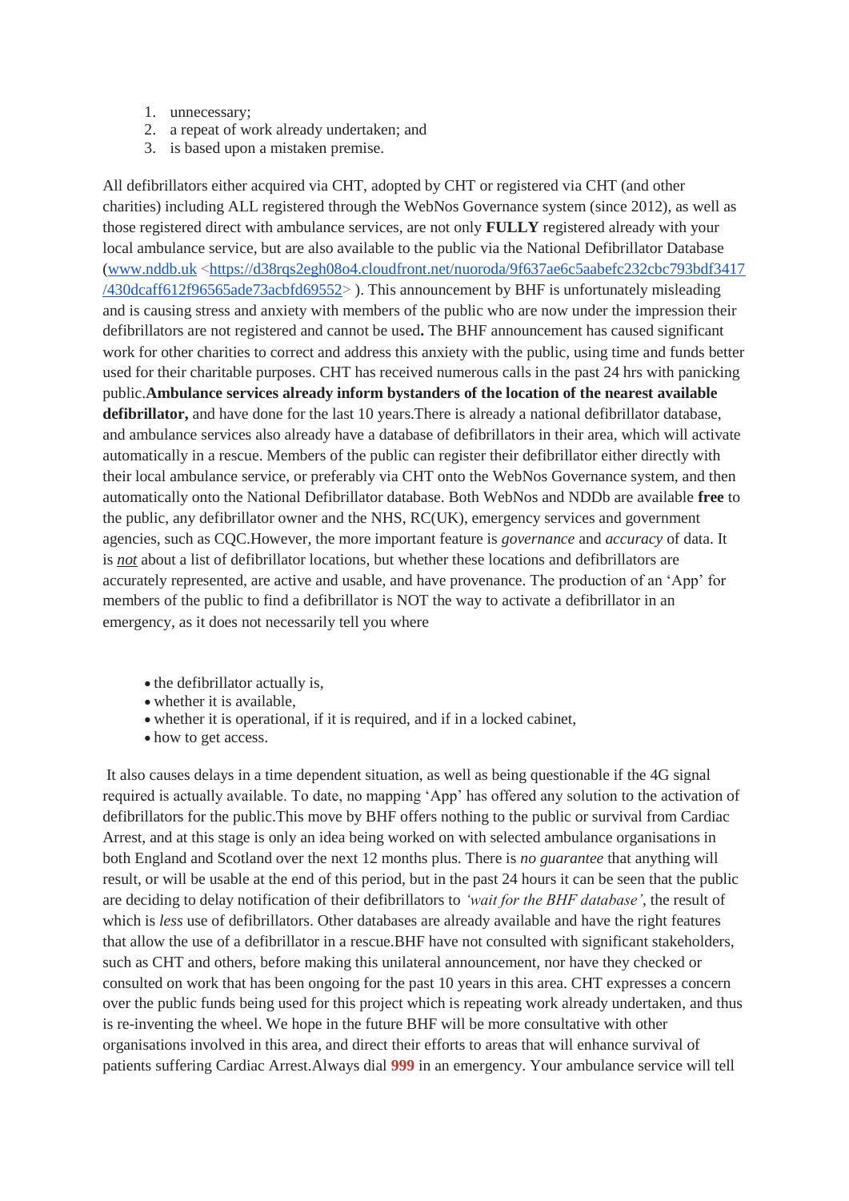1. unnecessary;
2. a repeat of work already undertaken; and
3. is based upon a mistaken premise.

All defibrillators either acquired via CHT, adopted by CHT or registered via CHT (and other charities) including ALL registered through the WebNos Governance system (since 2012), as well as those registered direct with ambulance services, are not only **FULLY** registered already with your local ambulance service, but are also available to the public via the National Defibrillator Database ([www.nddb.uk](https://d38rqs2egh08o4.cloudfront.net/nuoroda/9f637ae6c5aabefc232cbc793bdf3417/430dcaff612f96565ade73acbfd69552) <https://d38rqs2egh08o4.cloudfront.net/nuoroda/9f637ae6c5aabefc232cbc793bdf3417/430dcaff612f96565ade73acbfd69552> ). This announcement by BHF is unfortunately misleading and is causing stress and anxiety with members of the public who are now under the impression their defibrillators are not registered and cannot be used**.** The BHF announcement has caused significant work for other charities to correct and address this anxiety with the public, using time and funds better used for their charitable purposes. CHT has received numerous calls in the past 24 hrs with panicking public.**Ambulance services already inform bystanders of the location of the nearest available defibrillator,** and have done for the last 10 years.There is already a national defibrillator database, and ambulance services also already have a database of defibrillators in their area, which will activate automatically in a rescue. Members of the public can register their defibrillator either directly with their local ambulance service, or preferably via CHT onto the WebNos Governance system, and then automatically onto the National Defibrillator database. Both WebNos and NDDb are available **free** to the public, any defibrillator owner and the NHS, RC(UK), emergency services and government agencies, such as CQC.However, the more important feature is *governance* and *accuracy* of data. It is ***not*** about a list of defibrillator locations, but whether these locations and defibrillators are accurately represented, are active and usable, and have provenance. The production of an 'App' for members of the public to find a defibrillator is NOT the way to activate a defibrillator in an emergency, as it does not necessarily tell you where

- the defibrillator actually is,
- whether it is available,
- whether it is operational, if it is required, and if in a locked cabinet,
- how to get access.

It also causes delays in a time dependent situation, as well as being questionable if the 4G signal required is actually available. To date, no mapping 'App' has offered any solution to the activation of defibrillators for the public.This move by BHF offers nothing to the public or survival from Cardiac Arrest, and at this stage is only an idea being worked on with selected ambulance organisations in both England and Scotland over the next 12 months plus. There is *no guarantee* that anything will result, or will be usable at the end of this period, but in the past 24 hours it can be seen that the public are deciding to delay notification of their defibrillators to *'wait for the BHF database'*, the result of which is *less* use of defibrillators. Other databases are already available and have the right features that allow the use of a defibrillator in a rescue.BHF have not consulted with significant stakeholders, such as CHT and others, before making this unilateral announcement, nor have they checked or consulted on work that has been ongoing for the past 10 years in this area. CHT expresses a concern over the public funds being used for this project which is repeating work already undertaken, and thus is re-inventing the wheel. We hope in the future BHF will be more consultative with other organisations involved in this area, and direct their efforts to areas that will enhance survival of patients suffering Cardiac Arrest.Always dial **999** in an emergency. Your ambulance service will tell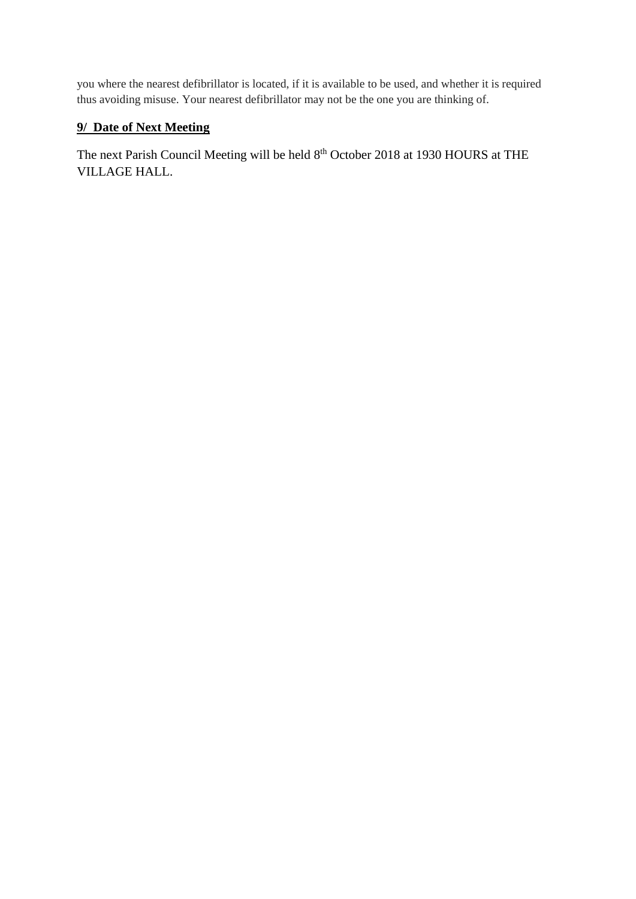you where the nearest defibrillator is located, if it is available to be used, and whether it is required thus avoiding misuse. Your nearest defibrillator may not be the one you are thinking of.

## 9/ Date of Next Meeting

The next Parish Council Meeting will be held 8th October 2018 at 1930 HOURS at THE VILLAGE HALL.